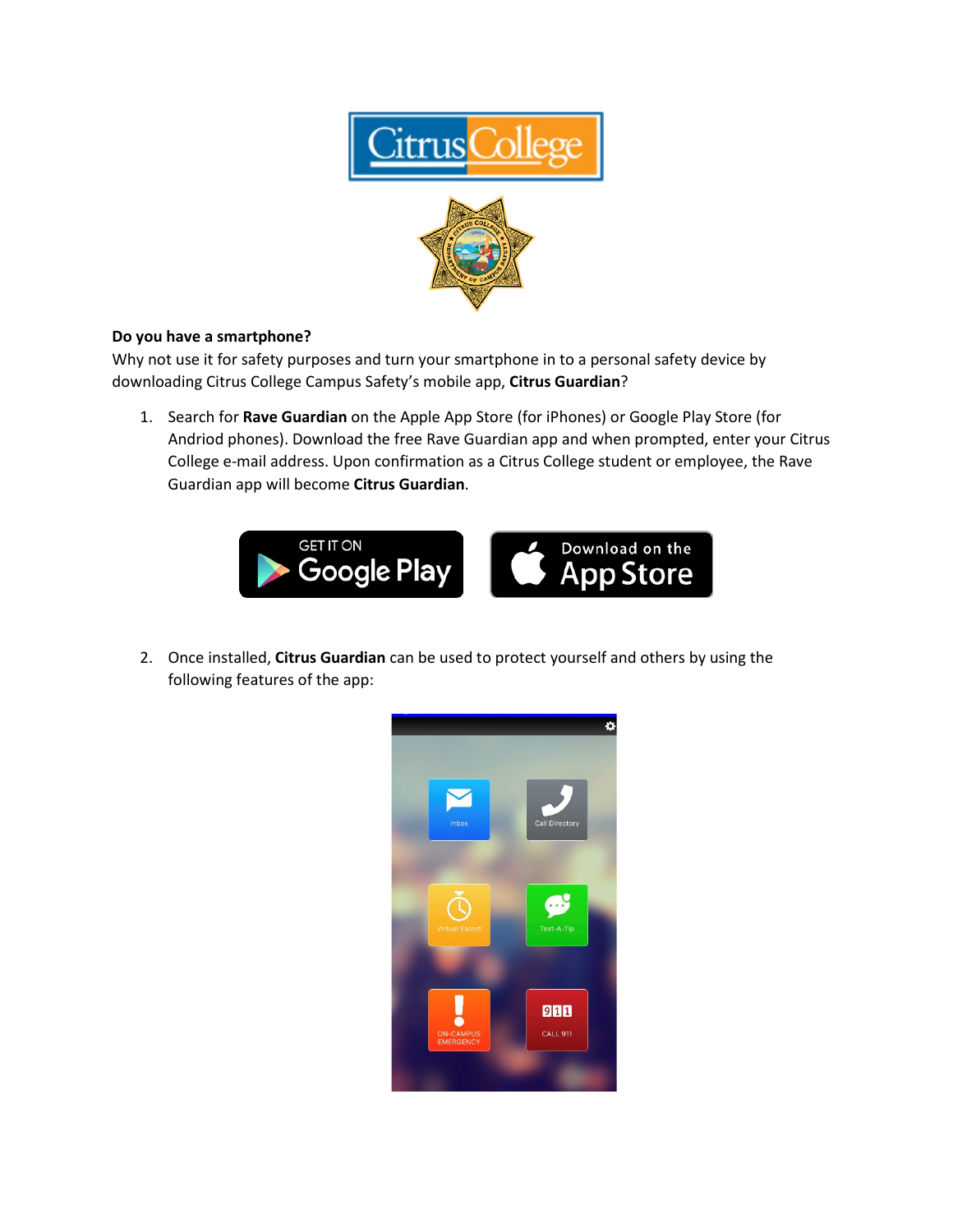**Do you have a smartphone?**

Why not use it for safety purposes and turn your smartphone in to a personal safety device by downloading Citrus College Campus Safety's mobile app, **Citrus Guardian**?

1. Search for **Rave Guardian** on the Apple App Store (for iPhones) or Google Play Store (for Andriod phones). Download the free Rave Guardian app and when prompted, enter your Citrus College e-mail address. Upon confirmation as a Citrus College student or employee, the Rave Guardian app will become **Citrus Guardian**.

2. Once installed, **Citrus Guardian** can be used to protect yourself and others by using the following features of the app: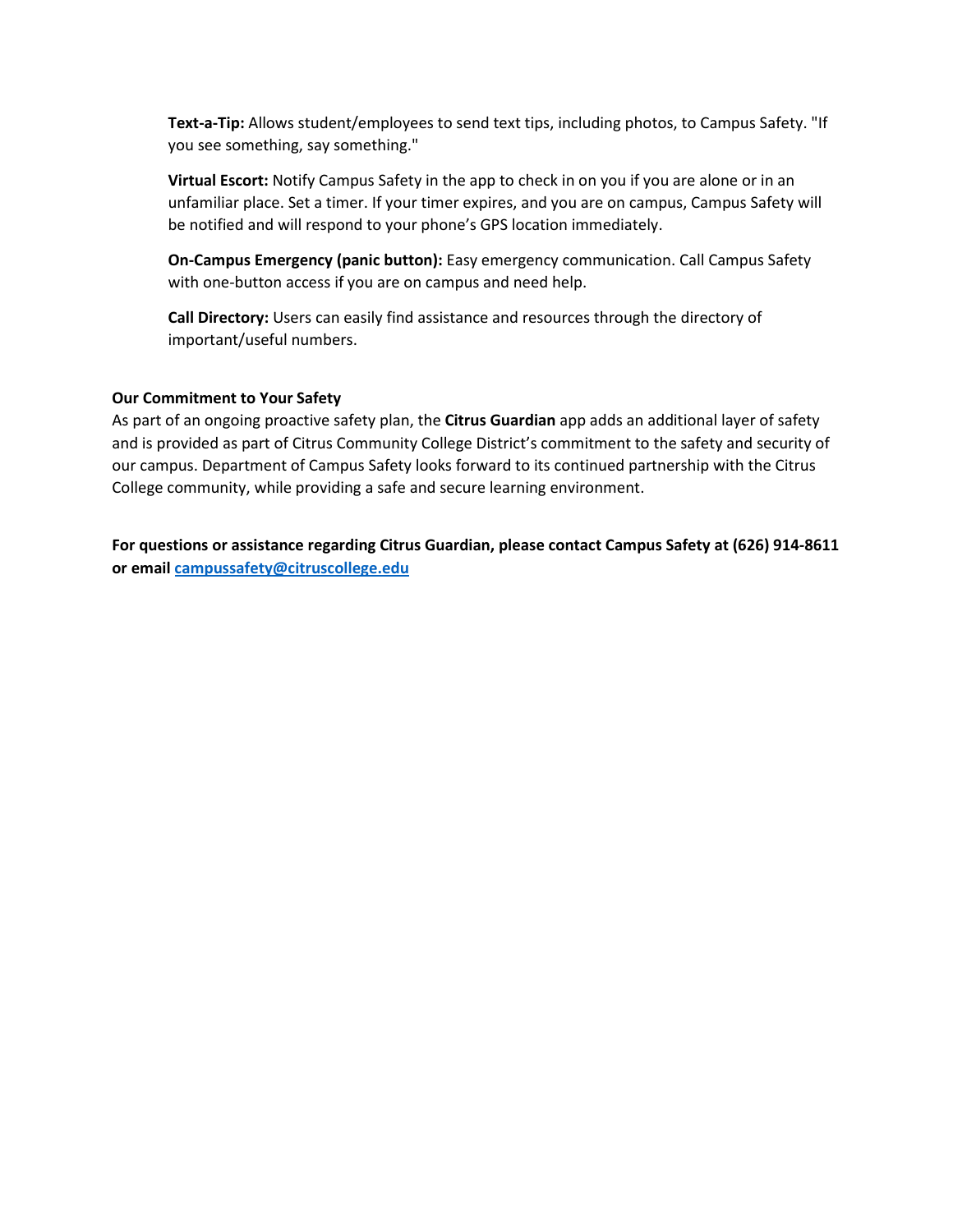**Text-a-Tip:** Allows student/employees to send text tips, including photos, to Campus Safety. "If you see something, say something."

**Virtual Escort:** Notify Campus Safety in the app to check in on you if you are alone or in an unfamiliar place. Set a timer. If your timer expires, and you are on campus, Campus Safety will be notified and will respond to your phone's GPS location immediately.

**On-Campus Emergency (panic button):** Easy emergency communication. Call Campus Safety with one-button access if you are on campus and need help.

**Call Directory:** Users can easily find assistance and resources through the directory of important/useful numbers.

**Our Commitment to Your Safety**

As part of an ongoing proactive safety plan, the **Citrus Guardian** app adds an additional layer of safety and is provided as part of Citrus Community College District's commitment to the safety and security of our campus. Department of Campus Safety looks forward to its continued partnership with the Citrus College community, while providing a safe and secure learning environment.

**For questions or assistance regarding Citrus Guardian, please contact Campus Safety at (626) 914-8611 or email [campussafety@citruscollege.edu](mailto:campussafety@citruscollege.edu)**